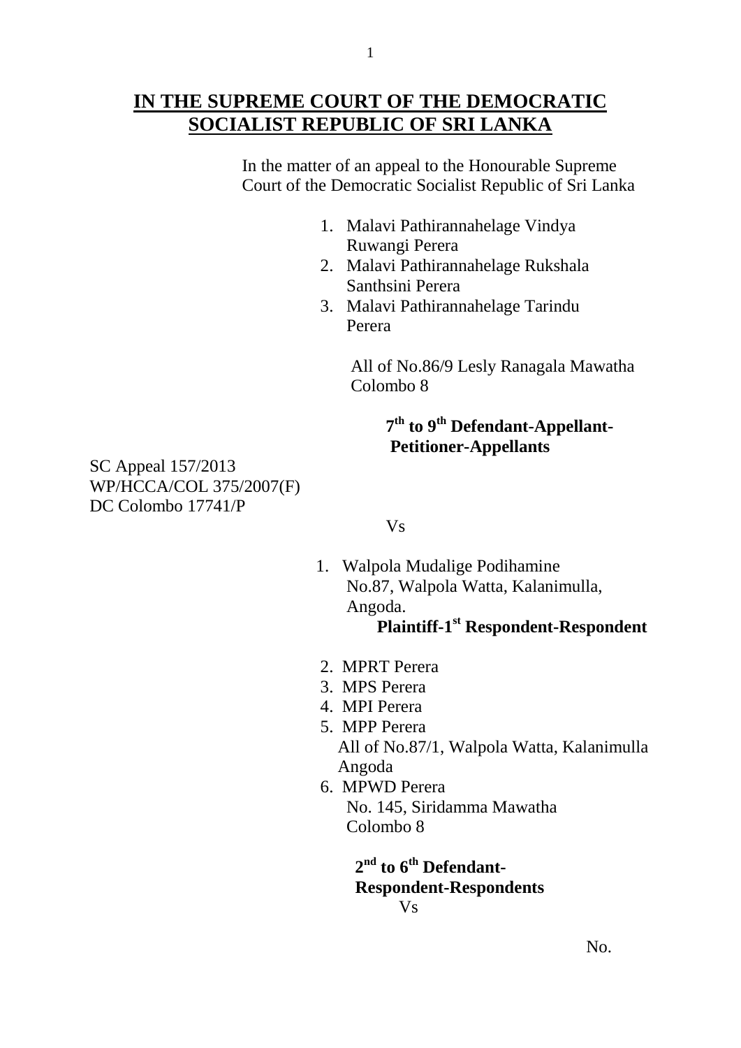# IN THE SUPREME COURT OF THE DEMOCRATIC SOCIALIST REPUBLIC OF SRI LANKA

In the matter of an appeal to the Honourable Supreme Court of the Democratic Socialist Republic of Sri Lanka

1. Malavi Pathirannahelage Vindya Ruwangi Perera
2. Malavi Pathirannahelage Rukshala Santhsini Perera
3. Malavi Pathirannahelage Tarindu Perera

All of No.86/9 Lesly Ranagala Mawatha Colombo 8

**7th to 9th Defendant-Appellant-Petitioner-Appellants**

SC Appeal 157/2013
WP/HCCA/COL 375/2007(F)
DC Colombo 17741/P

Vs

1. Walpola Mudalige Podihamine
   No.87, Walpola Watta, Kalanimulla, Angoda.

   **Plaintiff-1st Respondent-Respondent**

2. MPRT Perera
3. MPS Perera
4. MPI Perera
5. MPP Perera

   All of No.87/1, Walpola Watta, Kalanimulla Angoda
6. MPWD Perera
   No. 145, Siridamma Mawatha Colombo 8

**2nd to 6th Defendant-Respondent-Respondents**

Vs

No.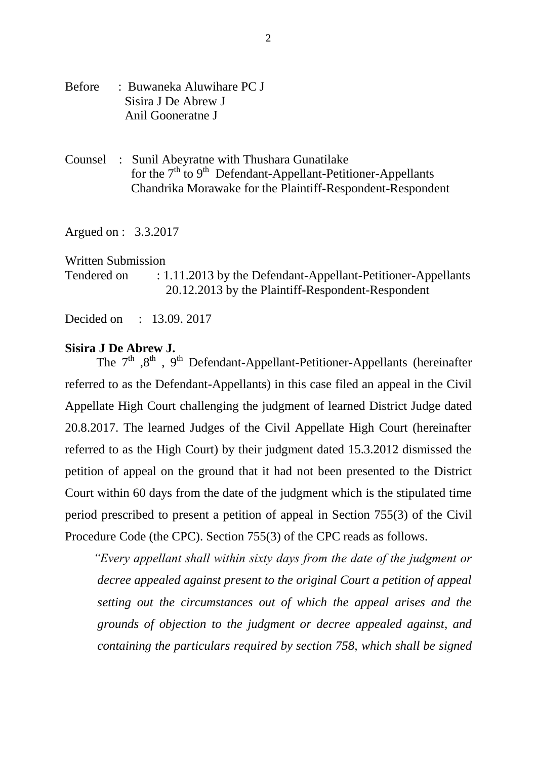Before : Buwaneka Aluwihare PC J
Sisira J De Abrew J
Anil Gooneratne J

Counsel : Sunil Abeyratne with Thushara Gunatilake
for the 7th to 9th Defendant-Appellant-Petitioner-Appellants
Chandrika Morawake for the Plaintiff-Respondent-Respondent

Argued on : 3.3.2017

Written Submission
Tendered on : 1.11.2013 by the Defendant-Appellant-Petitioner-Appellants
20.12.2013 by the Plaintiff-Respondent-Respondent

Decided on : 13.09. 2017

**Sisira J De Abrew J.**

The 7th ,8th , 9th Defendant-Appellant-Petitioner-Appellants (hereinafter referred to as the Defendant-Appellants) in this case filed an appeal in the Civil Appellate High Court challenging the judgment of learned District Judge dated 20.8.2017. The learned Judges of the Civil Appellate High Court (hereinafter referred to as the High Court) by their judgment dated 15.3.2012 dismissed the petition of appeal on the ground that it had not been presented to the District Court within 60 days from the date of the judgment which is the stipulated time period prescribed to present a petition of appeal in Section 755(3) of the Civil Procedure Code (the CPC). Section 755(3) of the CPC reads as follows.

*"Every appellant shall within sixty days from the date of the judgment or decree appealed against present to the original Court a petition of appeal setting out the circumstances out of which the appeal arises and the grounds of objection to the judgment or decree appealed against, and containing the particulars required by section 758, which shall be signed*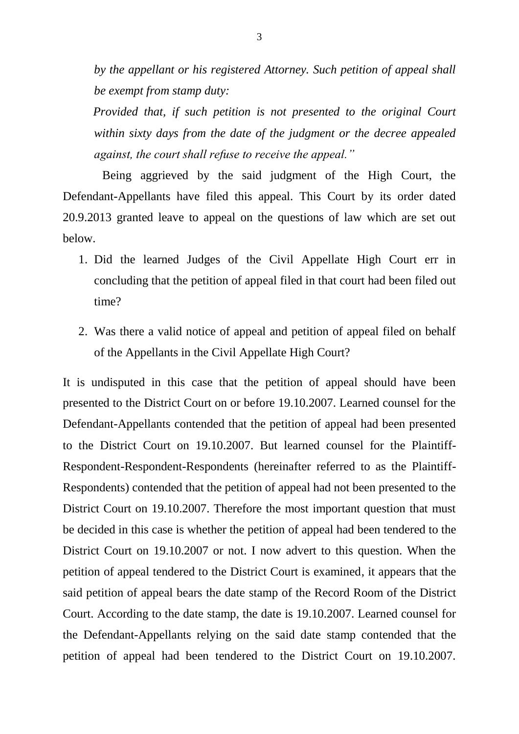*by the appellant or his registered Attorney. Such petition of appeal shall be exempt from stamp duty:*

*Provided that, if such petition is not presented to the original Court within sixty days from the date of the judgment or the decree appealed against, the court shall refuse to receive the appeal."*

Being aggrieved by the said judgment of the High Court, the Defendant-Appellants have filed this appeal. This Court by its order dated 20.9.2013 granted leave to appeal on the questions of law which are set out below.

1. Did the learned Judges of the Civil Appellate High Court err in concluding that the petition of appeal filed in that court had been filed out time?

2. Was there a valid notice of appeal and petition of appeal filed on behalf of the Appellants in the Civil Appellate High Court?

It is undisputed in this case that the petition of appeal should have been presented to the District Court on or before 19.10.2007. Learned counsel for the Defendant-Appellants contended that the petition of appeal had been presented to the District Court on 19.10.2007. But learned counsel for the Plaintiff-Respondent-Respondent-Respondents (hereinafter referred to as the Plaintiff-Respondents) contended that the petition of appeal had not been presented to the District Court on 19.10.2007. Therefore the most important question that must be decided in this case is whether the petition of appeal had been tendered to the District Court on 19.10.2007 or not. I now advert to this question. When the petition of appeal tendered to the District Court is examined, it appears that the said petition of appeal bears the date stamp of the Record Room of the District Court. According to the date stamp, the date is 19.10.2007. Learned counsel for the Defendant-Appellants relying on the said date stamp contended that the petition of appeal had been tendered to the District Court on 19.10.2007.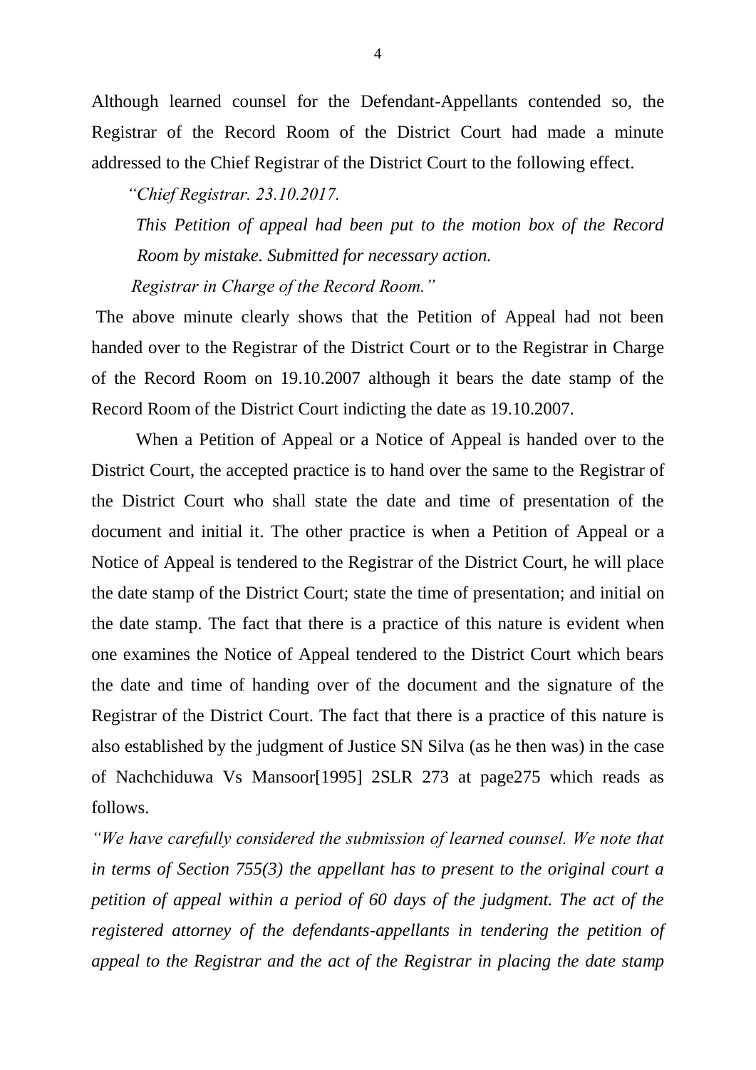Although learned counsel for the Defendant-Appellants contended so, the Registrar of the Record Room of the District Court had made a minute addressed to the Chief Registrar of the District Court to the following effect.

> *"Chief Registrar. 23.10.2017.*
>
> *This Petition of appeal had been put to the motion box of the Record Room by mistake. Submitted for necessary action.*
>
> *Registrar in Charge of the Record Room."*

The above minute clearly shows that the Petition of Appeal had not been handed over to the Registrar of the District Court or to the Registrar in Charge of the Record Room on 19.10.2007 although it bears the date stamp of the Record Room of the District Court indicting the date as 19.10.2007.

When a Petition of Appeal or a Notice of Appeal is handed over to the District Court, the accepted practice is to hand over the same to the Registrar of the District Court who shall state the date and time of presentation of the document and initial it. The other practice is when a Petition of Appeal or a Notice of Appeal is tendered to the Registrar of the District Court, he will place the date stamp of the District Court; state the time of presentation; and initial on the date stamp. The fact that there is a practice of this nature is evident when one examines the Notice of Appeal tendered to the District Court which bears the date and time of handing over of the document and the signature of the Registrar of the District Court. The fact that there is a practice of this nature is also established by the judgment of Justice SN Silva (as he then was) in the case of Nachchiduwa Vs Mansoor[1995] 2SLR 273 at page275 which reads as follows.

*"We have carefully considered the submission of learned counsel. We note that in terms of Section 755(3) the appellant has to present to the original court a petition of appeal within a period of 60 days of the judgment. The act of the registered attorney of the defendants-appellants in tendering the petition of appeal to the Registrar and the act of the Registrar in placing the date stamp*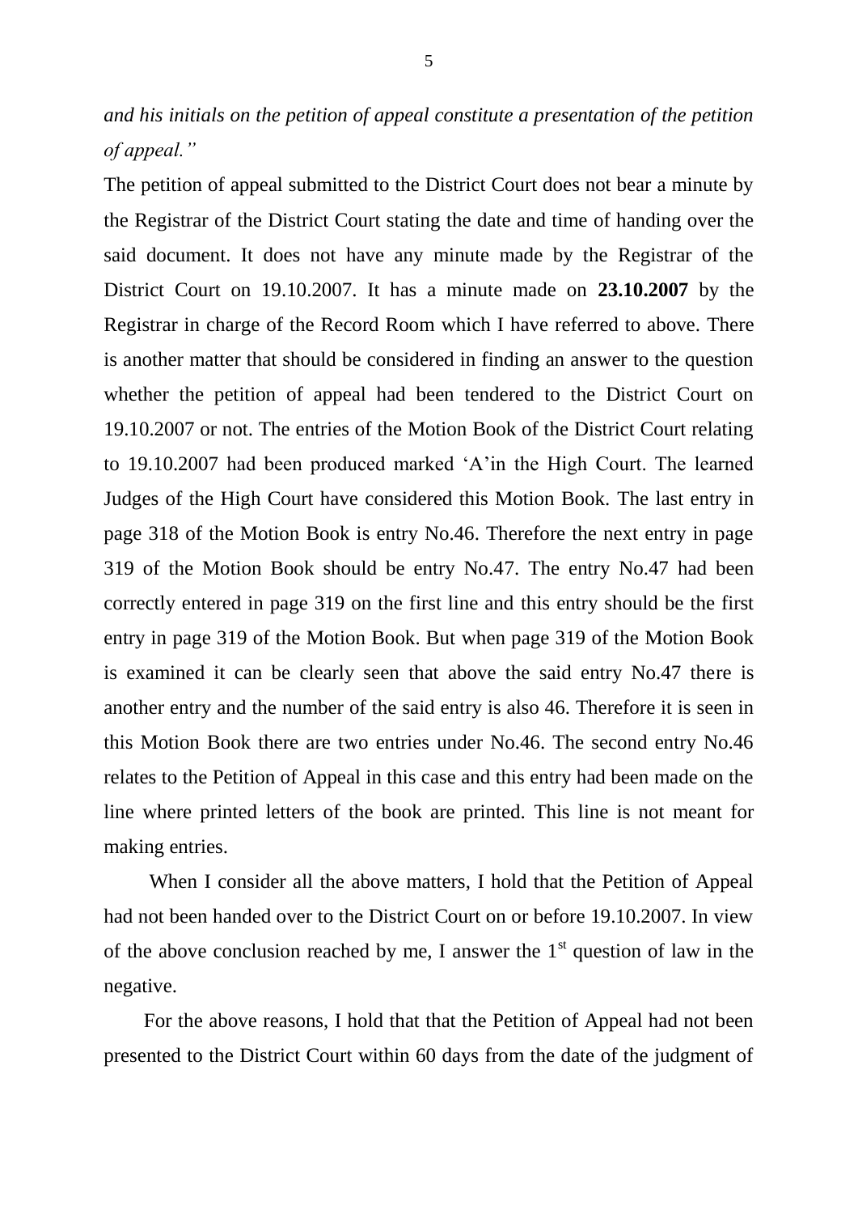*and his initials on the petition of appeal constitute a presentation of the petition of appeal."*

The petition of appeal submitted to the District Court does not bear a minute by the Registrar of the District Court stating the date and time of handing over the said document. It does not have any minute made by the Registrar of the District Court on 19.10.2007. It has a minute made on **23.10.2007** by the Registrar in charge of the Record Room which I have referred to above. There is another matter that should be considered in finding an answer to the question whether the petition of appeal had been tendered to the District Court on 19.10.2007 or not. The entries of the Motion Book of the District Court relating to 19.10.2007 had been produced marked 'A'in the High Court. The learned Judges of the High Court have considered this Motion Book. The last entry in page 318 of the Motion Book is entry No.46. Therefore the next entry in page 319 of the Motion Book should be entry No.47. The entry No.47 had been correctly entered in page 319 on the first line and this entry should be the first entry in page 319 of the Motion Book. But when page 319 of the Motion Book is examined it can be clearly seen that above the said entry No.47 there is another entry and the number of the said entry is also 46. Therefore it is seen in this Motion Book there are two entries under No.46. The second entry No.46 relates to the Petition of Appeal in this case and this entry had been made on the line where printed letters of the book are printed. This line is not meant for making entries.

When I consider all the above matters, I hold that the Petition of Appeal had not been handed over to the District Court on or before 19.10.2007. In view of the above conclusion reached by me, I answer the 1st question of law in the negative.

For the above reasons, I hold that that the Petition of Appeal had not been presented to the District Court within 60 days from the date of the judgment of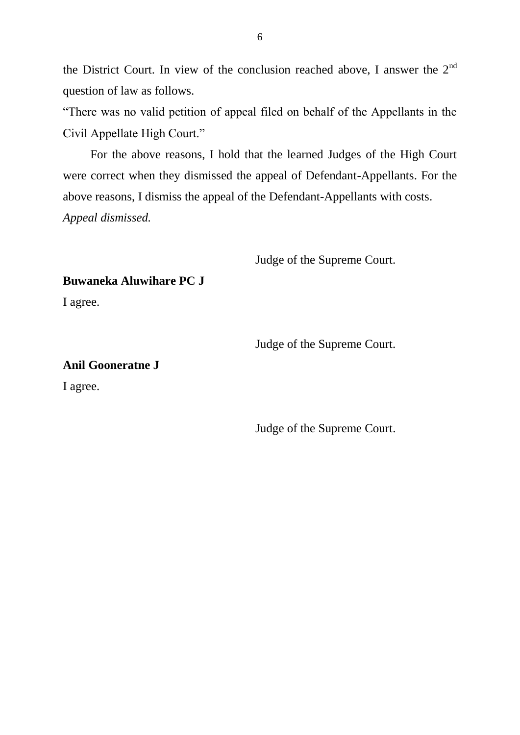the District Court. In view of the conclusion reached above, I answer the 2nd question of law as follows.

"There was no valid petition of appeal filed on behalf of the Appellants in the Civil Appellate High Court."

For the above reasons, I hold that the learned Judges of the High Court were correct when they dismissed the appeal of Defendant-Appellants. For the above reasons, I dismiss the appeal of the Defendant-Appellants with costs.

*Appeal dismissed.*

Judge of the Supreme Court.

**Buwaneka Aluwihare PC J**

I agree.

Judge of the Supreme Court.

**Anil Gooneratne J**

I agree.

Judge of the Supreme Court.